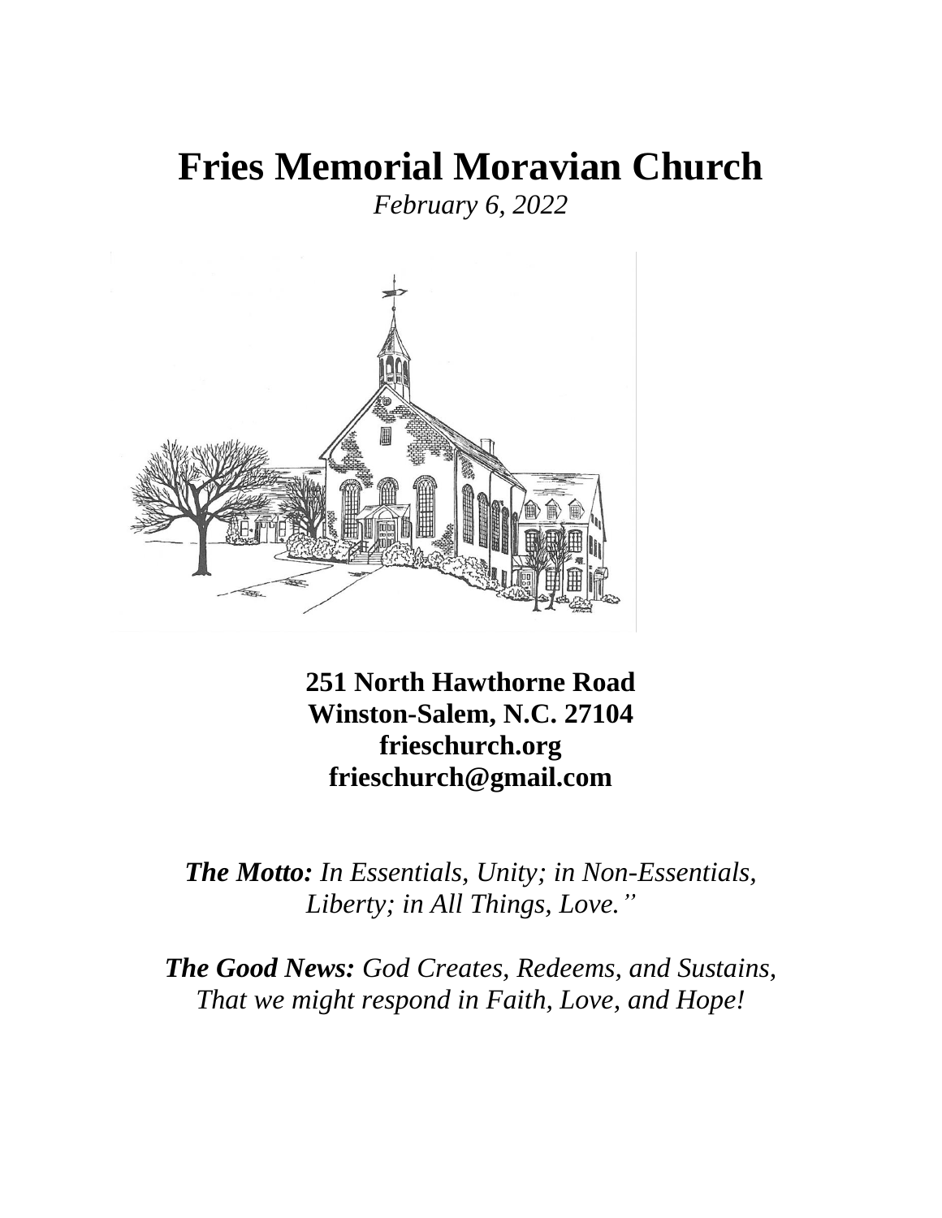# Fries Memorial Moravian Church

*February 6, 2022*

**251 North Hawthorne Road**
**Winston-Salem, N.C. 27104**
**frieschurch.org**
**frieschurch@gmail.com**

***The Motto:*** *In Essentials, Unity; in Non-Essentials, Liberty; in All Things, Love."*

***The Good News:*** *God Creates, Redeems, and Sustains, That we might respond in Faith, Love, and Hope!*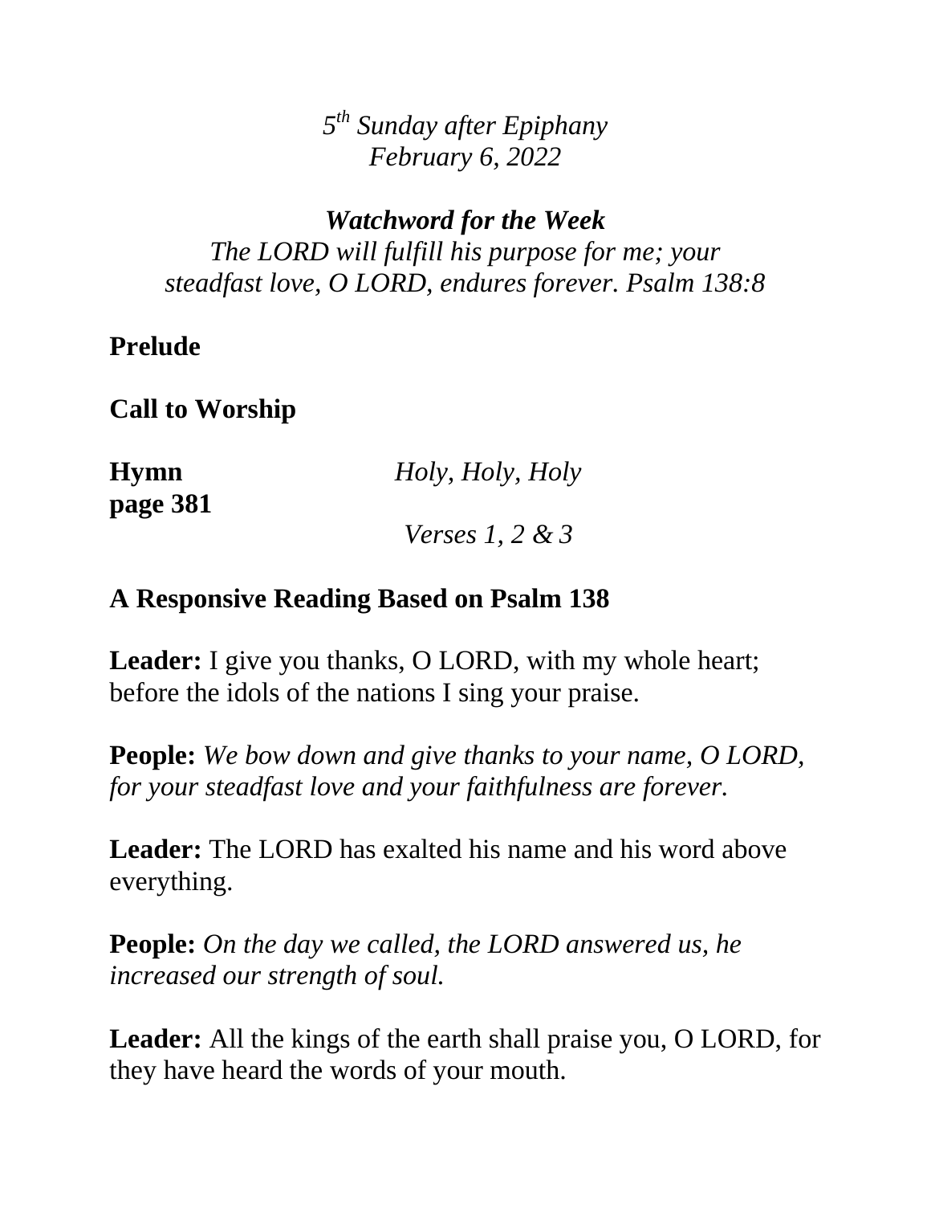*5th Sunday after Epiphany*
*February 6, 2022*

***Watchword for the Week***
*The LORD will fulfill his purpose for me; your steadfast love, O LORD, endures forever. Psalm 138:8*

**Prelude**

**Call to Worship**

**Hymn** *Holy, Holy, Holy*
**page 381**
*Verses 1, 2 & 3*

**A Responsive Reading Based on Psalm 138**

**Leader:** I give you thanks, O LORD, with my whole heart; before the idols of the nations I sing your praise.

**People:** *We bow down and give thanks to your name, O LORD, for your steadfast love and your faithfulness are forever.*

**Leader:** The LORD has exalted his name and his word above everything.

**People:** *On the day we called, the LORD answered us, he increased our strength of soul.*

**Leader:** All the kings of the earth shall praise you, O LORD, for they have heard the words of your mouth.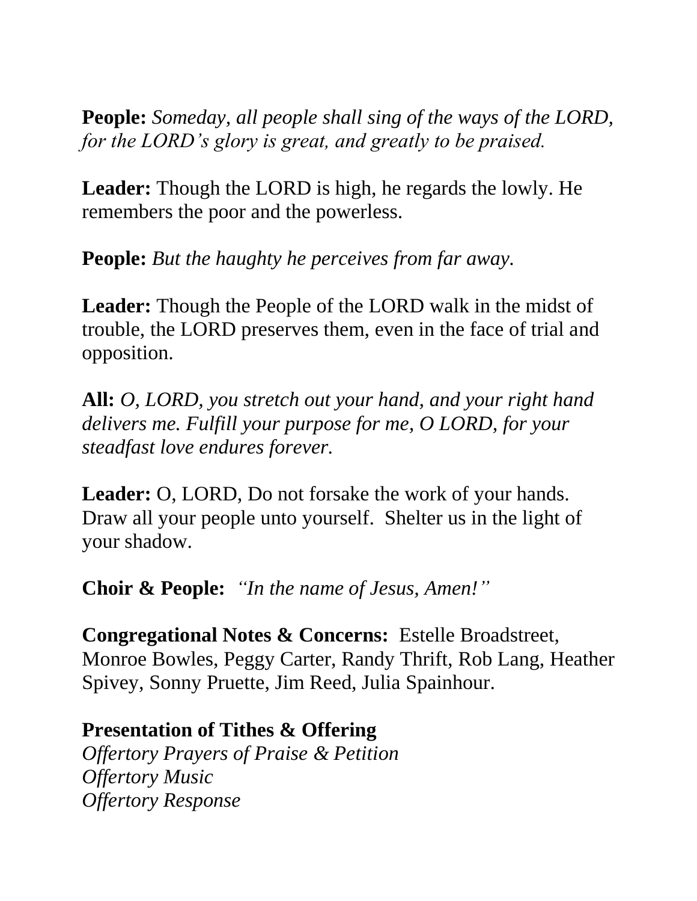**People:** *Someday, all people shall sing of the ways of the LORD, for the LORD's glory is great, and greatly to be praised.*

**Leader:** Though the LORD is high, he regards the lowly. He remembers the poor and the powerless.

**People:** *But the haughty he perceives from far away.*

**Leader:** Though the People of the LORD walk in the midst of trouble, the LORD preserves them, even in the face of trial and opposition.

**All:** *O, LORD, you stretch out your hand, and your right hand delivers me. Fulfill your purpose for me, O LORD, for your steadfast love endures forever.*

**Leader:** O, LORD, Do not forsake the work of your hands. Draw all your people unto yourself. Shelter us in the light of your shadow.

**Choir & People:** *"In the name of Jesus, Amen!"*

**Congregational Notes & Concerns:** Estelle Broadstreet, Monroe Bowles, Peggy Carter, Randy Thrift, Rob Lang, Heather Spivey, Sonny Pruette, Jim Reed, Julia Spainhour.

**Presentation of Tithes & Offering**
*Offertory Prayers of Praise & Petition*
*Offertory Music*
*Offertory Response*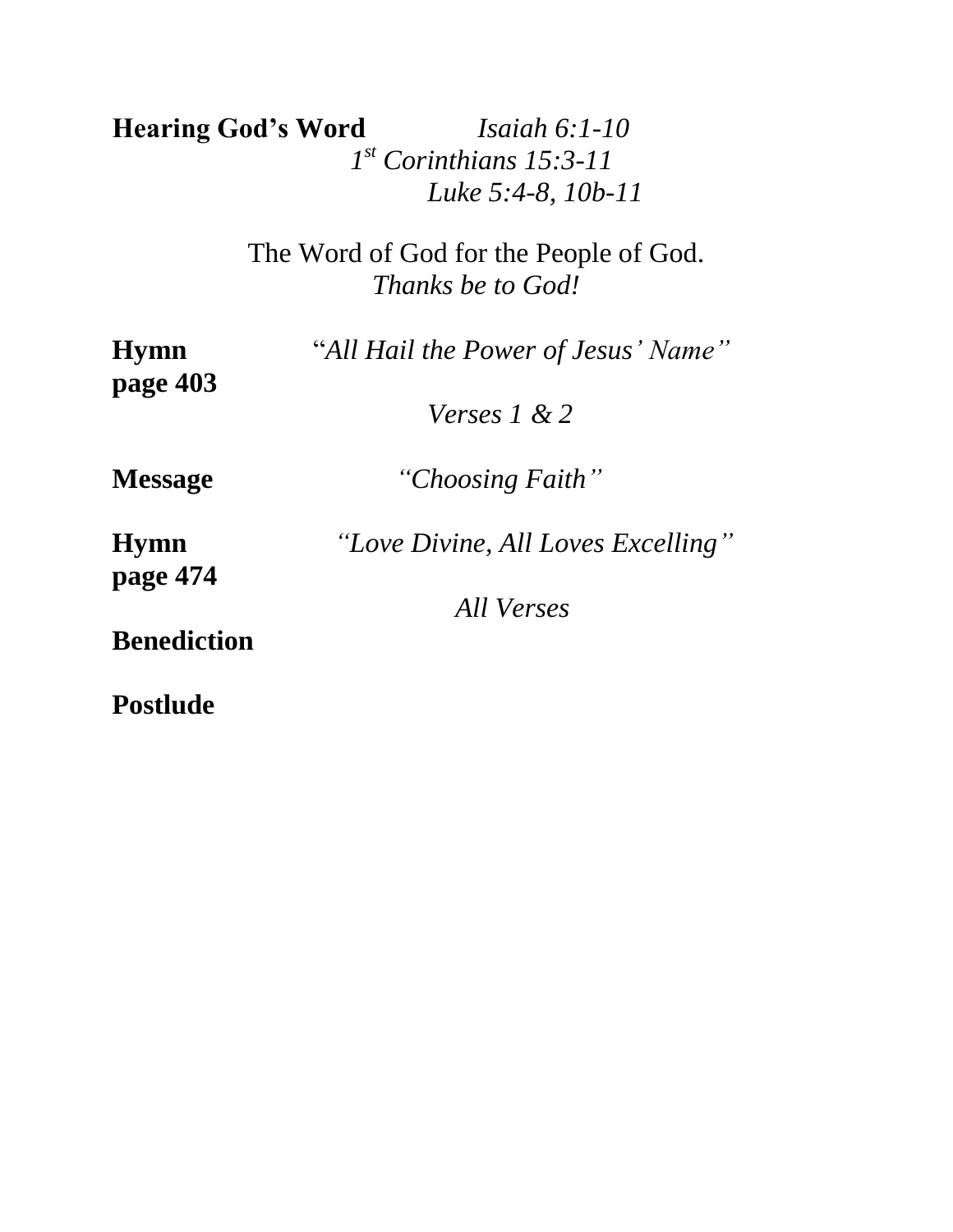**Hearing God's Word** *Isaiah 6:1-10*
*1st Corinthians 15:3-11*
*Luke 5:4-8, 10b-11*

The Word of God for the People of God.
*Thanks be to God!*

**Hymn** "*All Hail the Power of Jesus' Name"*
**page 403**
*Verses 1 & 2*

**Message** *"Choosing Faith"*

**Hymn** *"Love Divine, All Loves Excelling"*
**page 474**
*All Verses*

**Benediction**

**Postlude**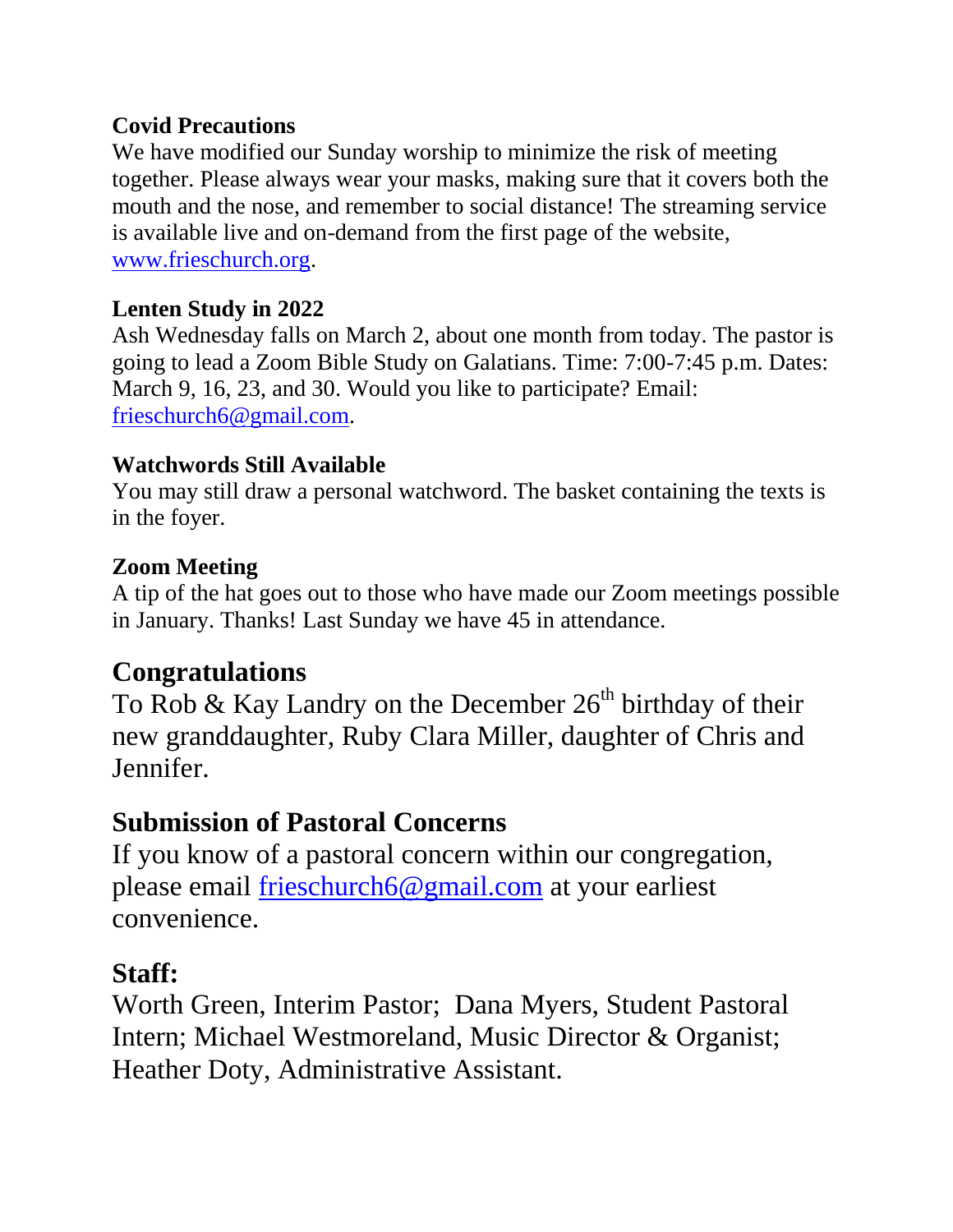**Covid Precautions**

We have modified our Sunday worship to minimize the risk of meeting together. Please always wear your masks, making sure that it covers both the mouth and the nose, and remember to social distance! The streaming service is available live and on-demand from the first page of the website, www.frieschurch.org.

**Lenten Study in 2022**

Ash Wednesday falls on March 2, about one month from today. The pastor is going to lead a Zoom Bible Study on Galatians. Time: 7:00-7:45 p.m. Dates: March 9, 16, 23, and 30. Would you like to participate? Email: frieschurch6@gmail.com.

**Watchwords Still Available**

You may still draw a personal watchword. The basket containing the texts is in the foyer.

**Zoom Meeting**

A tip of the hat goes out to those who have made our Zoom meetings possible in January. Thanks! Last Sunday we have 45 in attendance.

## Congratulations

To Rob & Kay Landry on the December 26th birthday of their new granddaughter, Ruby Clara Miller, daughter of Chris and Jennifer.

## Submission of Pastoral Concerns

If you know of a pastoral concern within our congregation, please email frieschurch6@gmail.com at your earliest convenience.

## Staff:

Worth Green, Interim Pastor; Dana Myers, Student Pastoral Intern; Michael Westmoreland, Music Director & Organist; Heather Doty, Administrative Assistant.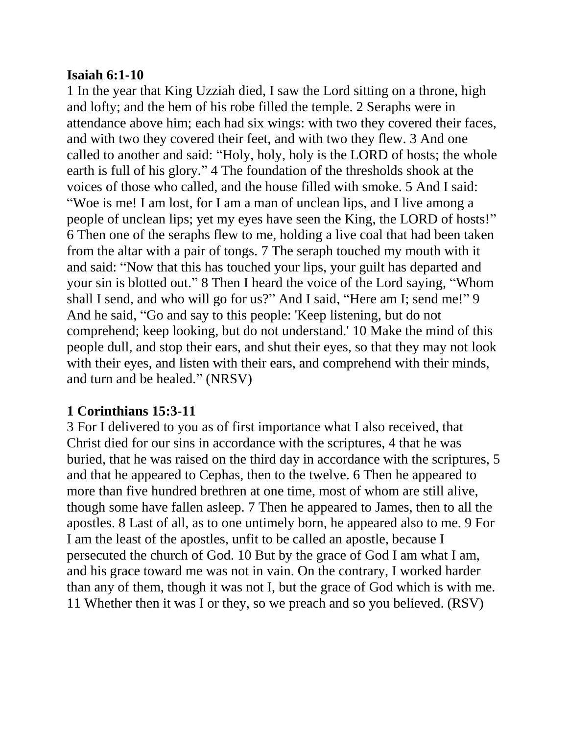**Isaiah 6:1-10**

1 In the year that King Uzziah died, I saw the Lord sitting on a throne, high and lofty; and the hem of his robe filled the temple. 2 Seraphs were in attendance above him; each had six wings: with two they covered their faces, and with two they covered their feet, and with two they flew. 3 And one called to another and said: “Holy, holy, holy is the LORD of hosts; the whole earth is full of his glory.” 4 The foundation of the thresholds shook at the voices of those who called, and the house filled with smoke. 5 And I said: “Woe is me! I am lost, for I am a man of unclean lips, and I live among a people of unclean lips; yet my eyes have seen the King, the LORD of hosts!” 6 Then one of the seraphs flew to me, holding a live coal that had been taken from the altar with a pair of tongs. 7 The seraph touched my mouth with it and said: “Now that this has touched your lips, your guilt has departed and your sin is blotted out.” 8 Then I heard the voice of the Lord saying, “Whom shall I send, and who will go for us?” And I said, “Here am I; send me!” 9 And he said, “Go and say to this people: 'Keep listening, but do not comprehend; keep looking, but do not understand.' 10 Make the mind of this people dull, and stop their ears, and shut their eyes, so that they may not look with their eyes, and listen with their ears, and comprehend with their minds, and turn and be healed.” (NRSV)

**1 Corinthians 15:3-11**

3 For I delivered to you as of first importance what I also received, that Christ died for our sins in accordance with the scriptures, 4 that he was buried, that he was raised on the third day in accordance with the scriptures, 5 and that he appeared to Cephas, then to the twelve. 6 Then he appeared to more than five hundred brethren at one time, most of whom are still alive, though some have fallen asleep. 7 Then he appeared to James, then to all the apostles. 8 Last of all, as to one untimely born, he appeared also to me. 9 For I am the least of the apostles, unfit to be called an apostle, because I persecuted the church of God. 10 But by the grace of God I am what I am, and his grace toward me was not in vain. On the contrary, I worked harder than any of them, though it was not I, but the grace of God which is with me. 11 Whether then it was I or they, so we preach and so you believed. (RSV)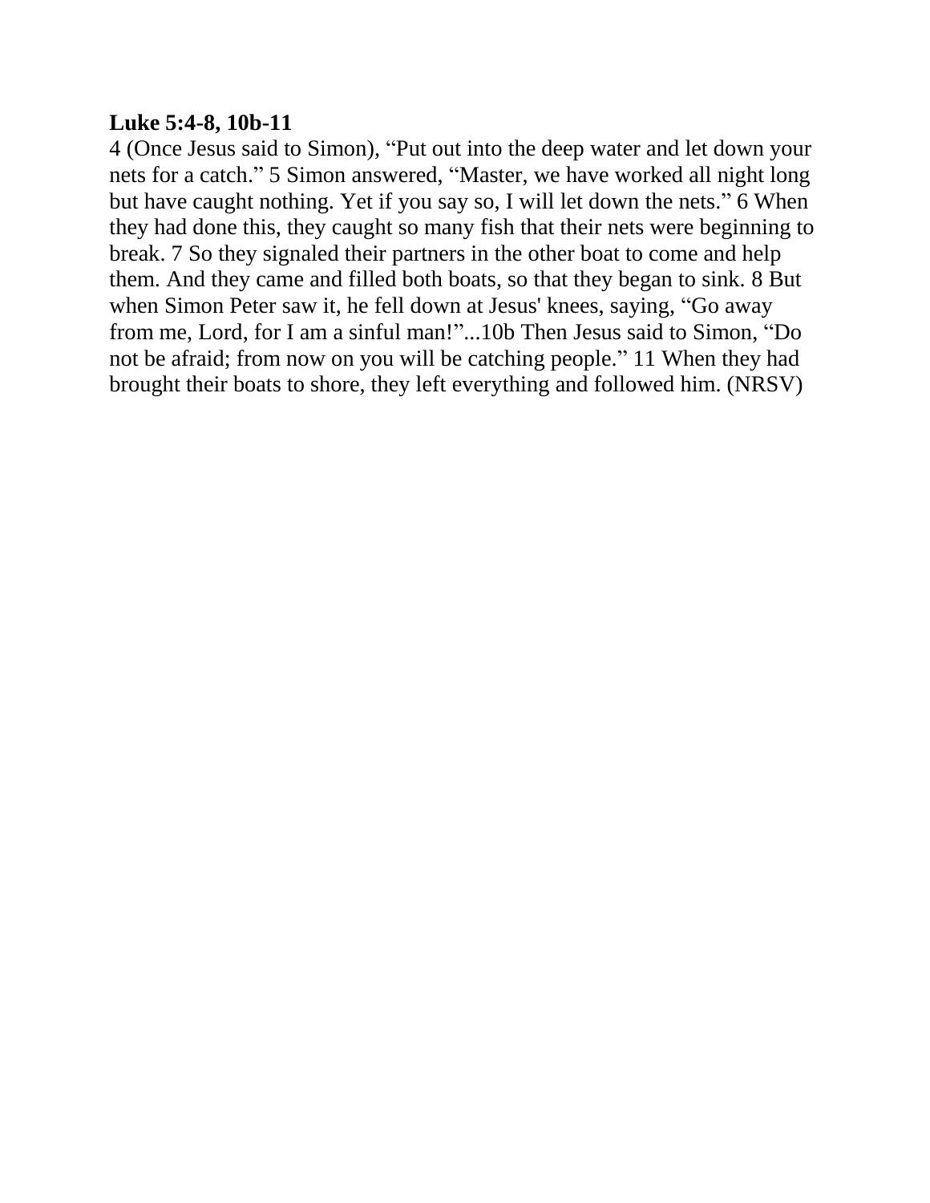**Luke 5:4-8, 10b-11**

4 (Once Jesus said to Simon), “Put out into the deep water and let down your nets for a catch.” 5 Simon answered, “Master, we have worked all night long but have caught nothing. Yet if you say so, I will let down the nets.” 6 When they had done this, they caught so many fish that their nets were beginning to break. 7 So they signaled their partners in the other boat to come and help them. And they came and filled both boats, so that they began to sink. 8 But when Simon Peter saw it, he fell down at Jesus' knees, saying, “Go away from me, Lord, for I am a sinful man!”...10b Then Jesus said to Simon, “Do not be afraid; from now on you will be catching people.” 11 When they had brought their boats to shore, they left everything and followed him. (NRSV)